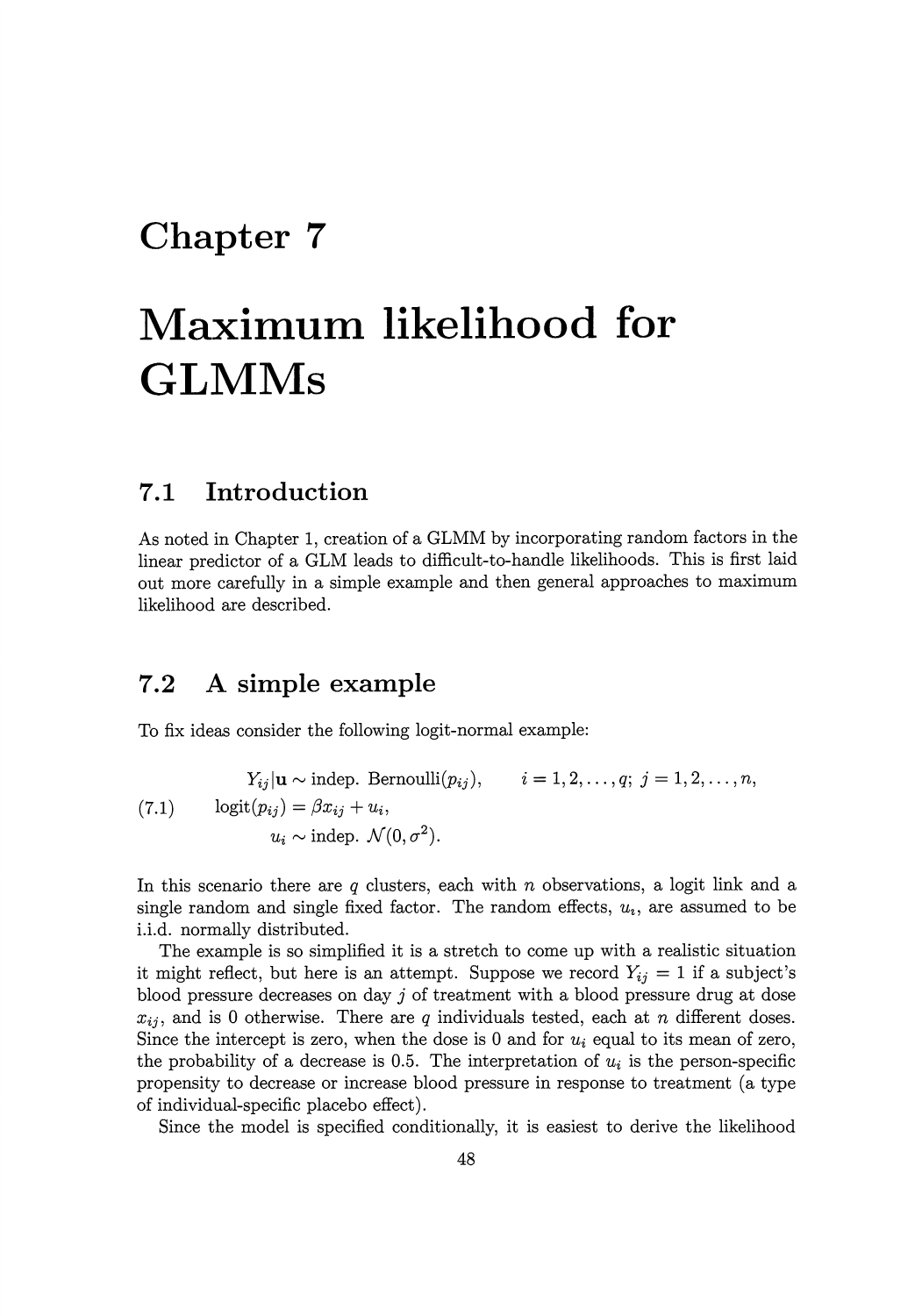# Chapter 7

# Maximum likelihood for GLMMs

## 7.1 Introduction

As noted in Chapter 1, creation of a GLMM by incorporating random factors in the linear predictor of a GLM leads to difficult-to-handle likelihoods. This is first laid out more carefully in a simple example and then general approaches to maximum likelihood are described.

## 7.2 A simple example

To fix ideas consider the following logit-normal example:

$$
\begin{aligned}
Y_{ij}|\mathbf{u} &\sim \text{indep. Bernoulli}(p_{ij}), \qquad i = 1, 2, \ldots, q;\ j = 1, 2, \ldots, n, \\
\text{logit}(p_{ij}) &= \beta x_{ij} + u_i, \\
u_i &\sim \text{indep. } \mathcal{N}(0, \sigma^2).
\end{aligned} \tag{7.1}
$$

In this scenario there are $q$ clusters, each with $n$ observations, a logit link and a single random and single fixed factor. The random effects, $u_i$, are assumed to be i.i.d. normally distributed.

The example is so simplified it is a stretch to come up with a realistic situation it might reflect, but here is an attempt. Suppose we record $Y_{ij} = 1$ if a subject's blood pressure decreases on day $j$ of treatment with a blood pressure drug at dose $x_{ij}$, and is 0 otherwise. There are $q$ individuals tested, each at $n$ different doses. Since the intercept is zero, when the dose is 0 and for $u_i$ equal to its mean of zero, the probability of a decrease is 0.5. The interpretation of $u_i$ is the person-specific propensity to decrease or increase blood pressure in response to treatment (a type of individual-specific placebo effect).

Since the model is specified conditionally, it is easiest to derive the likelihood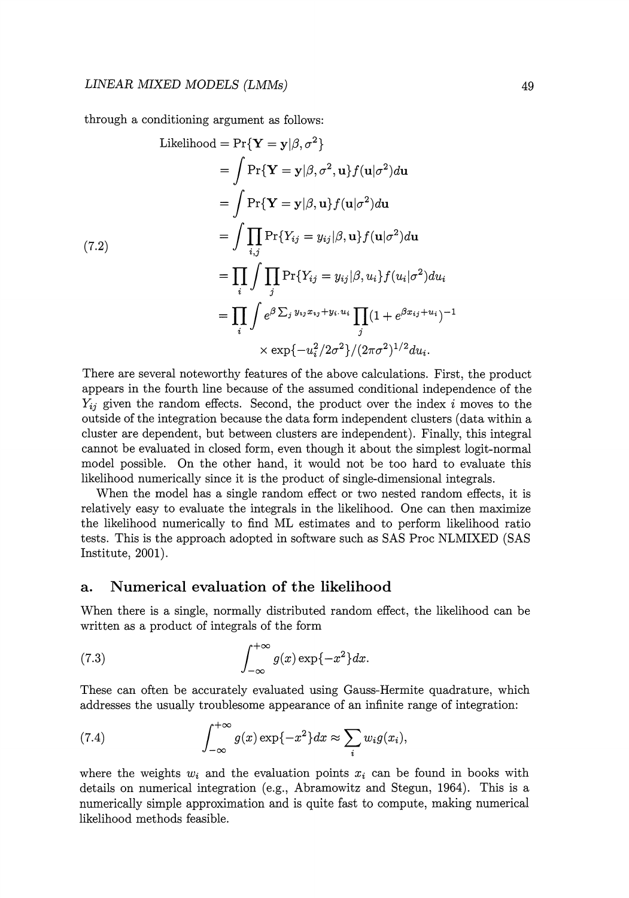through a conditioning argument as follows:

$$
\begin{aligned}
\text{Likelihood} &= \Pr\{\mathbf{Y} = \mathbf{y}|\beta, \sigma^2\} \\
&= \int \Pr\{\mathbf{Y} = \mathbf{y}|\beta, \sigma^2, \mathbf{u}\} f(\mathbf{u}|\sigma^2) d\mathbf{u} \\
&= \int \Pr\{\mathbf{Y} = \mathbf{y}|\beta, \mathbf{u}\} f(\mathbf{u}|\sigma^2) d\mathbf{u} \\
&= \int \prod_{i,j} \Pr\{Y_{ij} = y_{ij}|\beta, \mathbf{u}\} f(\mathbf{u}|\sigma^2) d\mathbf{u} \\
&= \prod_i \int \prod_j \Pr\{Y_{ij} = y_{ij}|\beta, u_i\} f(u_i|\sigma^2) du_i \\
&= \prod_i \int e^{\beta \sum_j y_{ij} x_{ij} + y_{i\cdot} u_i} \prod_j (1 + e^{\beta x_{ij} + u_i})^{-1} \\
&\qquad \times \exp\{-u_i^2/2\sigma^2\}/(2\pi\sigma^2)^{1/2} du_i.
\end{aligned} \tag{7.2}
$$

There are several noteworthy features of the above calculations. First, the product appears in the fourth line because of the assumed conditional independence of the $Y_{ij}$ given the random effects. Second, the product over the index $i$ moves to the outside of the integration because the data form independent clusters (data within a cluster are dependent, but between clusters are independent). Finally, this integral cannot be evaluated in closed form, even though it about the simplest logit-normal model possible. On the other hand, it would not be too hard to evaluate this likelihood numerically since it is the product of single-dimensional integrals.

When the model has a single random effect or two nested random effects, it is relatively easy to evaluate the integrals in the likelihood. One can then maximize the likelihood numerically to find ML estimates and to perform likelihood ratio tests. This is the approach adopted in software such as SAS Proc NLMIXED (SAS Institute, 2001).

## a. Numerical evaluation of the likelihood

When there is a single, normally distributed random effect, the likelihood can be written as a product of integrals of the form

$$
\int_{-\infty}^{+\infty} g(x) \exp\{-x^2\} dx. \tag{7.3}
$$

These can often be accurately evaluated using Gauss-Hermite quadrature, which addresses the usually troublesome appearance of an infinite range of integration:

$$
\int_{-\infty}^{+\infty} g(x) \exp\{-x^2\} dx \approx \sum_i w_i g(x_i), \tag{7.4}
$$

where the weights $w_i$ and the evaluation points $x_i$ can be found in books with details on numerical integration (e.g., Abramowitz and Stegun, 1964). This is a numerically simple approximation and is quite fast to compute, making numerical likelihood methods feasible.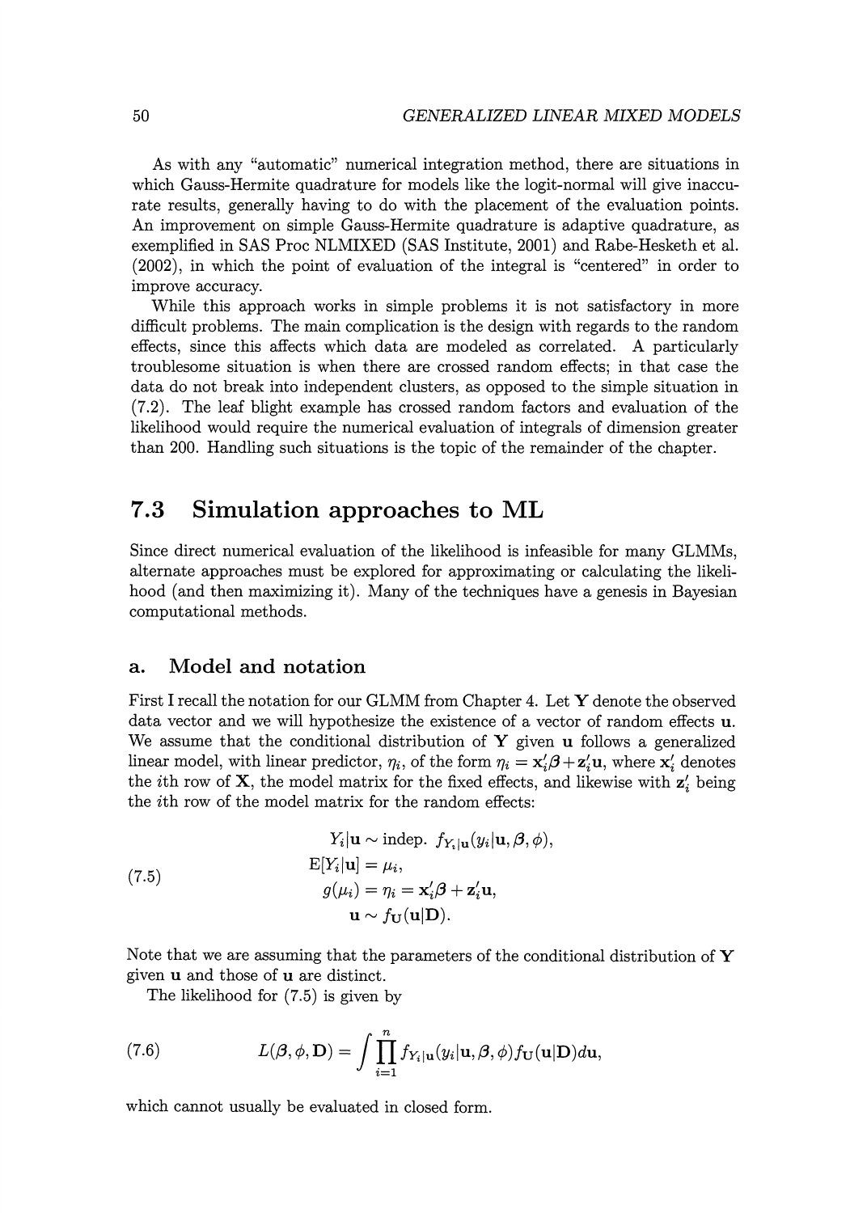As with any "automatic" numerical integration method, there are situations in which Gauss-Hermite quadrature for models like the logit-normal will give inaccurate results, generally having to do with the placement of the evaluation points. An improvement on simple Gauss-Hermite quadrature is adaptive quadrature, as exemplified in SAS Proc NLMIXED (SAS Institute, 2001) and Rabe-Hesketh et al. (2002), in which the point of evaluation of the integral is "centered" in order to improve accuracy.

While this approach works in simple problems it is not satisfactory in more difficult problems. The main complication is the design with regards to the random effects, since this affects which data are modeled as correlated. A particularly troublesome situation is when there are crossed random effects; in that case the data do not break into independent clusters, as opposed to the simple situation in (7.2). The leaf blight example has crossed random factors and evaluation of the likelihood would require the numerical evaluation of integrals of dimension greater than 200. Handling such situations is the topic of the remainder of the chapter.

## 7.3 Simulation approaches to ML

Since direct numerical evaluation of the likelihood is infeasible for many GLMMs, alternate approaches must be explored for approximating or calculating the likelihood (and then maximizing it). Many of the techniques have a genesis in Bayesian computational methods.

### a. Model and notation

First I recall the notation for our GLMM from Chapter 4. Let $\mathbf{Y}$ denote the observed data vector and we will hypothesize the existence of a vector of random effects $\mathbf{u}$. We assume that the conditional distribution of $\mathbf{Y}$ given $\mathbf{u}$ follows a generalized linear model, with linear predictor, $\eta_i$, of the form $\eta_i = \mathbf{x}_i'\boldsymbol{\beta} + \mathbf{z}_i'\mathbf{u}$, where $\mathbf{x}_i'$ denotes the $i$th row of $\mathbf{X}$, the model matrix for the fixed effects, and likewise with $\mathbf{z}_i'$ being the $i$th row of the model matrix for the random effects:

$$
\begin{aligned}
Y_i|\mathbf{u} &\sim \text{indep. } f_{Y_i|\mathbf{u}}(y_i|\mathbf{u}, \boldsymbol{\beta}, \phi), \\
\mathrm{E}[Y_i|\mathbf{u}] &= \mu_i, \\
g(\mu_i) &= \eta_i = \mathbf{x}_i'\boldsymbol{\beta} + \mathbf{z}_i'\mathbf{u}, \\
\mathbf{u} &\sim f_{\mathbf{U}}(\mathbf{u}|\mathbf{D}).
\end{aligned} \tag{7.5}
$$

Note that we are assuming that the parameters of the conditional distribution of $\mathbf{Y}$ given $\mathbf{u}$ and those of $\mathbf{u}$ are distinct.

The likelihood for (7.5) is given by

$$
L(\boldsymbol{\beta}, \phi, \mathbf{D}) = \int \prod_{i=1}^{n} f_{Y_i|\mathbf{u}}(y_i|\mathbf{u}, \boldsymbol{\beta}, \phi) f_{\mathbf{U}}(\mathbf{u}|\mathbf{D}) d\mathbf{u}, \tag{7.6}
$$

which cannot usually be evaluated in closed form.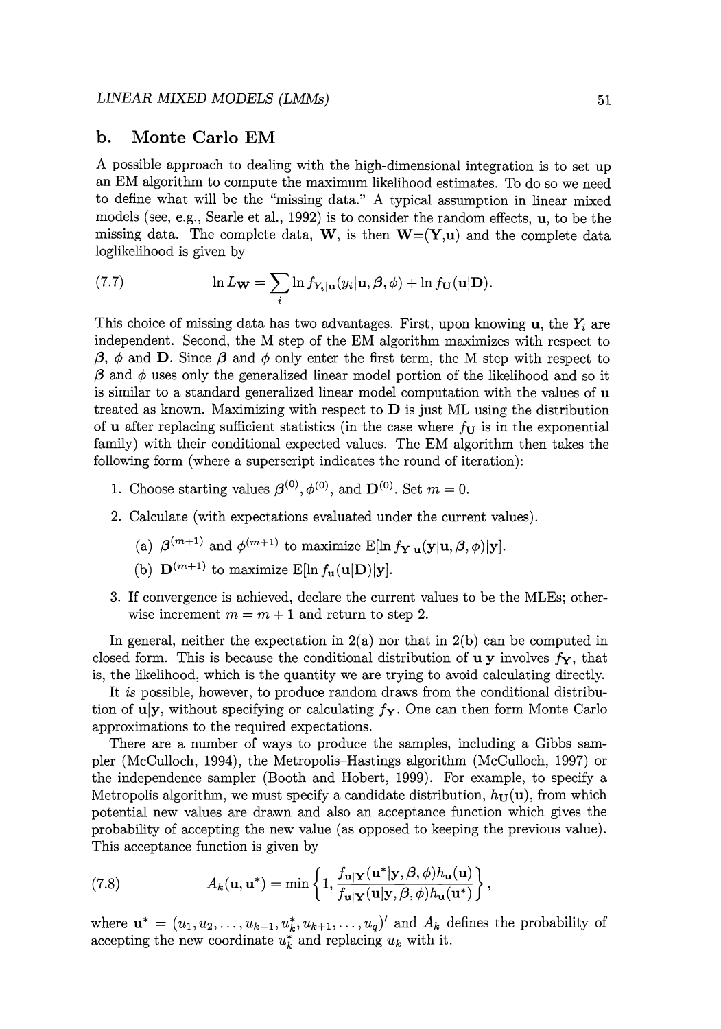## b. Monte Carlo EM

A possible approach to dealing with the high-dimensional integration is to set up an EM algorithm to compute the maximum likelihood estimates. To do so we need to define what will be the "missing data." A typical assumption in linear mixed models (see, e.g., Searle et al., 1992) is to consider the random effects, $\mathbf{u}$, to be the missing data. The complete data, $\mathbf{W}$, is then $\mathbf{W}=(\mathbf{Y},\mathbf{u})$ and the complete data loglikelihood is given by

$$\ln L_{\mathbf{W}} = \sum_i \ln f_{Y_i|\mathbf{u}}(y_i|\mathbf{u},\boldsymbol{\beta},\phi) + \ln f_{\mathbf{U}}(\mathbf{u}|\mathbf{D}). \tag{7.7}$$

This choice of missing data has two advantages. First, upon knowing $\mathbf{u}$, the $Y_i$ are independent. Second, the M step of the EM algorithm maximizes with respect to $\boldsymbol{\beta}$, $\phi$ and $\mathbf{D}$. Since $\boldsymbol{\beta}$ and $\phi$ only enter the first term, the M step with respect to $\boldsymbol{\beta}$ and $\phi$ uses only the generalized linear model portion of the likelihood and so it is similar to a standard generalized linear model computation with the values of $\mathbf{u}$ treated as known. Maximizing with respect to $\mathbf{D}$ is just ML using the distribution of $\mathbf{u}$ after replacing sufficient statistics (in the case where $f_{\mathbf{U}}$ is in the exponential family) with their conditional expected values. The EM algorithm then takes the following form (where a superscript indicates the round of iteration):

1. Choose starting values $\boldsymbol{\beta}^{(0)}, \phi^{(0)}$, and $\mathbf{D}^{(0)}$. Set $m = 0$.
2. Calculate (with expectations evaluated under the current values).
   (a) $\boldsymbol{\beta}^{(m+1)}$ and $\phi^{(m+1)}$ to maximize $\mathrm{E}[\ln f_{\mathbf{Y}|\mathbf{u}}(\mathbf{y}|\mathbf{u},\boldsymbol{\beta},\phi)|\mathbf{y}]$.
   (b) $\mathbf{D}^{(m+1)}$ to maximize $\mathrm{E}[\ln f_{\mathbf{u}}(\mathbf{u}|\mathbf{D})|\mathbf{y}]$.
3. If convergence is achieved, declare the current values to be the MLEs; otherwise increment $m = m + 1$ and return to step 2.

In general, neither the expectation in 2(a) nor that in 2(b) can be computed in closed form. This is because the conditional distribution of $\mathbf{u}|\mathbf{y}$ involves $f_{\mathbf{Y}}$, that is, the likelihood, which is the quantity we are trying to avoid calculating directly.

It *is* possible, however, to produce random draws from the conditional distribution of $\mathbf{u}|\mathbf{y}$, without specifying or calculating $f_{\mathbf{Y}}$. One can then form Monte Carlo approximations to the required expectations.

There are a number of ways to produce the samples, including a Gibbs sampler (McCulloch, 1994), the Metropolis–Hastings algorithm (McCulloch, 1997) or the independence sampler (Booth and Hobert, 1999). For example, to specify a Metropolis algorithm, we must specify a candidate distribution, $h_{\mathbf{U}}(\mathbf{u})$, from which potential new values are drawn and also an acceptance function which gives the probability of accepting the new value (as opposed to keeping the previous value). This acceptance function is given by

$$A_k(\mathbf{u},\mathbf{u}^*) = \min\left\{1, \frac{f_{\mathbf{u}|\mathbf{Y}}(\mathbf{u}^*|\mathbf{y},\boldsymbol{\beta},\phi)h_{\mathbf{u}}(\mathbf{u})}{f_{\mathbf{u}|\mathbf{Y}}(\mathbf{u}|\mathbf{y},\boldsymbol{\beta},\phi)h_{\mathbf{u}}(\mathbf{u}^*)}\right\}, \tag{7.8}$$

where $\mathbf{u}^* = (u_1, u_2, \ldots, u_{k-1}, u_k^*, u_{k+1}, \ldots, u_q)'$ and $A_k$ defines the probability of accepting the new coordinate $u_k^*$ and replacing $u_k$ with it.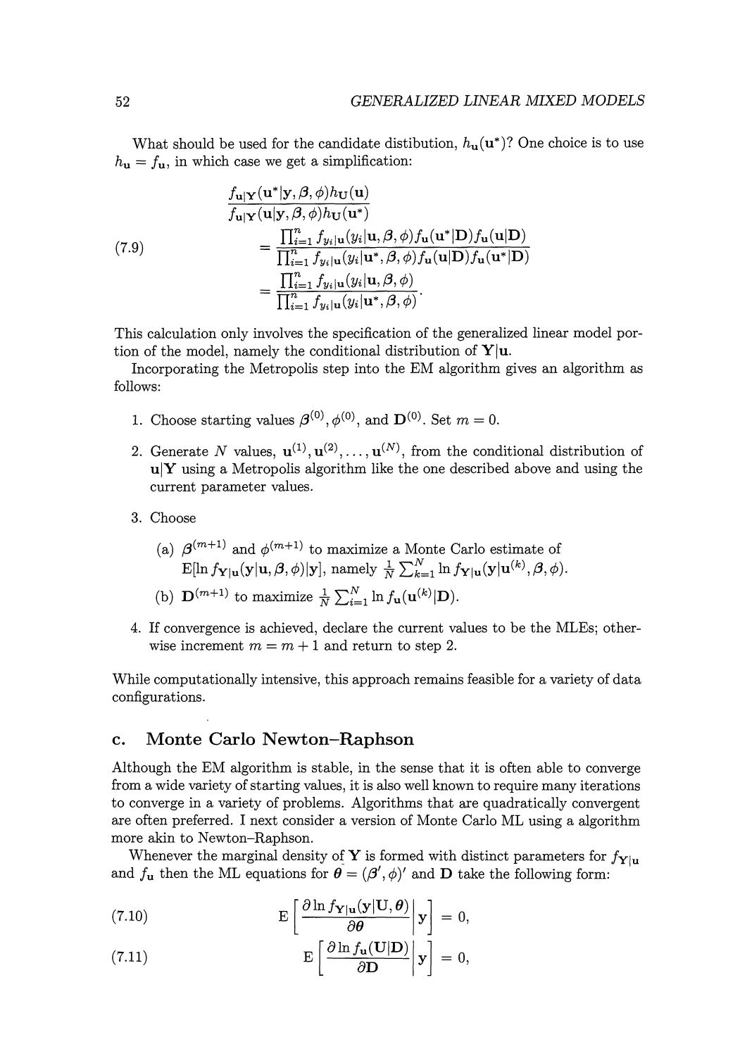What should be used for the candidate distibution, $h_{\mathbf{u}}(\mathbf{u}^*)$? One choice is to use $h_{\mathbf{u}} = f_{\mathbf{u}}$, in which case we get a simplification:

$$
\begin{aligned}
&\frac{f_{\mathbf{u}|\mathbf{Y}}(\mathbf{u}^*|\mathbf{y}, \boldsymbol{\beta}, \phi) h_{\mathbf{U}}(\mathbf{u})}{f_{\mathbf{u}|\mathbf{Y}}(\mathbf{u}|\mathbf{y}, \boldsymbol{\beta}, \phi) h_{\mathbf{U}}(\mathbf{u}^*)} \\
&\quad = \frac{\prod_{i=1}^n f_{y_i|\mathbf{u}}(y_i|\mathbf{u}, \boldsymbol{\beta}, \phi) f_{\mathbf{u}}(\mathbf{u}^*|\mathbf{D}) f_{\mathbf{u}}(\mathbf{u}|\mathbf{D})}{\prod_{i=1}^n f_{y_i|\mathbf{u}}(y_i|\mathbf{u}^*, \boldsymbol{\beta}, \phi) f_{\mathbf{u}}(\mathbf{u}|\mathbf{D}) f_{\mathbf{u}}(\mathbf{u}^*|\mathbf{D})} \\
&\quad = \frac{\prod_{i=1}^n f_{y_i|\mathbf{u}}(y_i|\mathbf{u}, \boldsymbol{\beta}, \phi)}{\prod_{i=1}^n f_{y_i|\mathbf{u}}(y_i|\mathbf{u}^*, \boldsymbol{\beta}, \phi)}.
\end{aligned}
\tag{7.9}
$$

This calculation only involves the specification of the generalized linear model portion of the model, namely the conditional distribution of $\mathbf{Y}|\mathbf{u}$.

Incorporating the Metropolis step into the EM algorithm gives an algorithm as follows:

1. Choose starting values $\boldsymbol{\beta}^{(0)}, \phi^{(0)}$, and $\mathbf{D}^{(0)}$. Set $m = 0$.
2. Generate $N$ values, $\mathbf{u}^{(1)}, \mathbf{u}^{(2)}, \ldots, \mathbf{u}^{(N)}$, from the conditional distribution of $\mathbf{u}|\mathbf{Y}$ using a Metropolis algorithm like the one described above and using the current parameter values.
3. Choose
   (a) $\boldsymbol{\beta}^{(m+1)}$ and $\phi^{(m+1)}$ to maximize a Monte Carlo estimate of $\mathrm{E}[\ln f_{\mathbf{Y}|\mathbf{u}}(\mathbf{y}|\mathbf{u}, \boldsymbol{\beta}, \phi)|\mathbf{y}]$, namely $\frac{1}{N}\sum_{k=1}^N \ln f_{\mathbf{Y}|\mathbf{u}}(\mathbf{y}|\mathbf{u}^{(k)}, \boldsymbol{\beta}, \phi)$.
   (b) $\mathbf{D}^{(m+1)}$ to maximize $\frac{1}{N}\sum_{i=1}^N \ln f_{\mathbf{u}}(\mathbf{u}^{(k)}|\mathbf{D})$.
4. If convergence is achieved, declare the current values to be the MLEs; otherwise increment $m = m + 1$ and return to step 2.

While computationally intensive, this approach remains feasible for a variety of data configurations.

## c. Monte Carlo Newton–Raphson

Although the EM algorithm is stable, in the sense that it is often able to converge from a wide variety of starting values, it is also well known to require many iterations to converge in a variety of problems. Algorithms that are quadratically convergent are often preferred. I next consider a version of Monte Carlo ML using a algorithm more akin to Newton–Raphson.

Whenever the marginal density of $\mathbf{Y}$ is formed with distinct parameters for $f_{\mathbf{Y}|\mathbf{u}}$ and $f_{\mathbf{u}}$ then the ML equations for $\boldsymbol{\theta} = (\boldsymbol{\beta}', \phi)'$ and $\mathbf{D}$ take the following form:

$$
\mathrm{E}\left[\left.\frac{\partial \ln f_{\mathbf{Y}|\mathbf{u}}(\mathbf{y}|\mathbf{U}, \boldsymbol{\theta})}{\partial \boldsymbol{\theta}}\right|\mathbf{y}\right] = 0, \tag{7.10}
$$

$$
\mathrm{E}\left[\left.\frac{\partial \ln f_{\mathbf{u}}(\mathbf{U}|\mathbf{D})}{\partial \mathbf{D}}\right|\mathbf{y}\right] = 0, \tag{7.11}
$$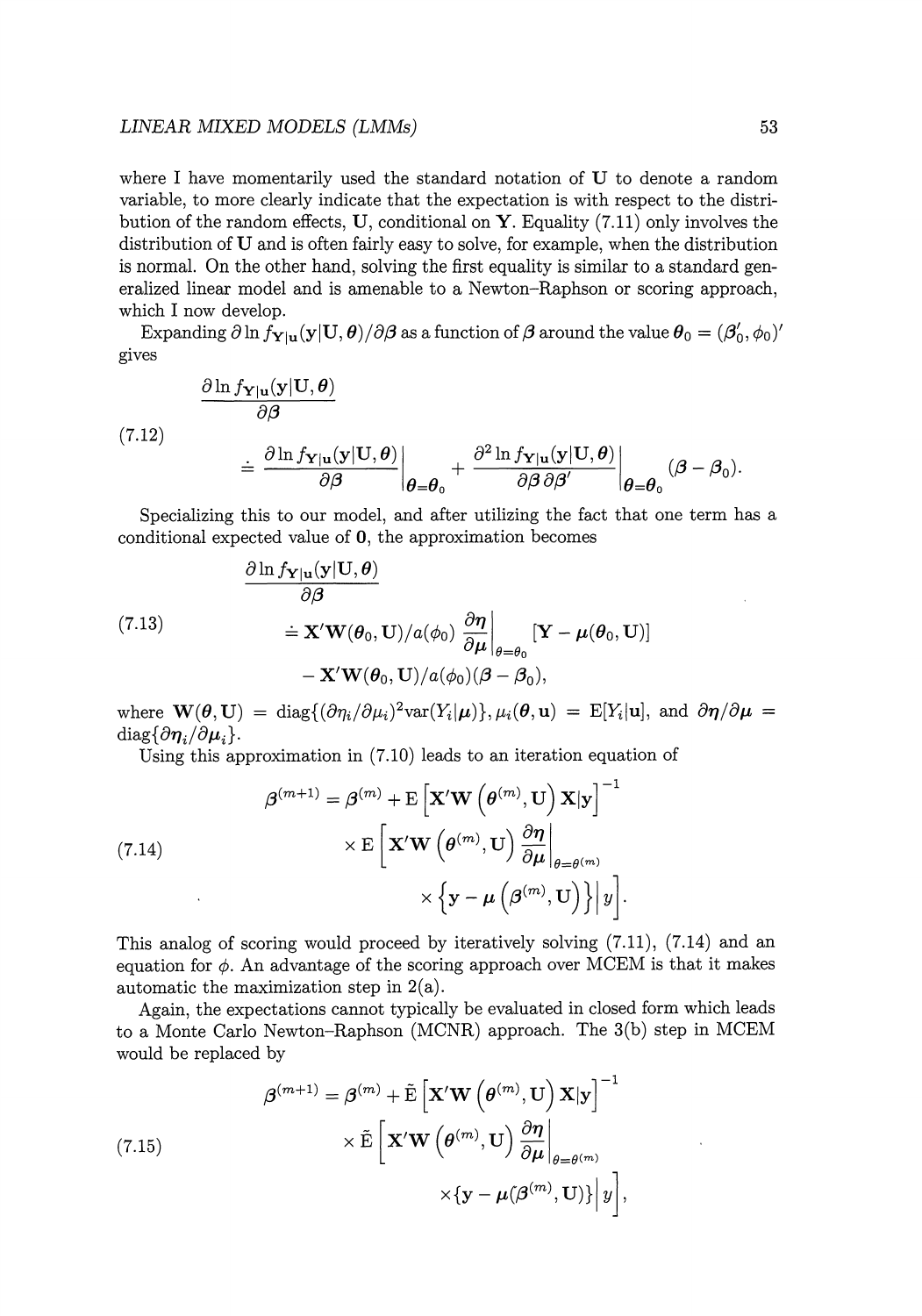where I have momentarily used the standard notation of $\mathbf{U}$ to denote a random variable, to more clearly indicate that the expectation is with respect to the distribution of the random effects, $\mathbf{U}$, conditional on $\mathbf{Y}$. Equality (7.11) only involves the distribution of $\mathbf{U}$ and is often fairly easy to solve, for example, when the distribution is normal. On the other hand, solving the first equality is similar to a standard generalized linear model and is amenable to a Newton–Raphson or scoring approach, which I now develop.

Expanding $\partial \ln f_{\mathbf{Y}|\mathbf{u}}(\mathbf{y}|\mathbf{U}, \boldsymbol{\theta})/\partial \boldsymbol{\beta}$ as a function of $\boldsymbol{\beta}$ around the value $\boldsymbol{\theta}_0 = (\boldsymbol{\beta}_0', \phi_0)'$ gives

$$
\begin{aligned}
&\frac{\partial \ln f_{\mathbf{Y}|\mathbf{u}}(\mathbf{y}|\mathbf{U}, \boldsymbol{\theta})}{\partial \boldsymbol{\beta}} \\
&\quad \doteq \left.\frac{\partial \ln f_{\mathbf{Y}|\mathbf{u}}(\mathbf{y}|\mathbf{U}, \boldsymbol{\theta})}{\partial \boldsymbol{\beta}}\right|_{\boldsymbol{\theta}=\boldsymbol{\theta}_0} + \left.\frac{\partial^2 \ln f_{\mathbf{Y}|\mathbf{u}}(\mathbf{y}|\mathbf{U}, \boldsymbol{\theta})}{\partial \boldsymbol{\beta}\, \partial \boldsymbol{\beta}'}\right|_{\boldsymbol{\theta}=\boldsymbol{\theta}_0} (\boldsymbol{\beta} - \boldsymbol{\beta}_0).
\end{aligned}
\tag{7.12}
$$

Specializing this to our model, and after utilizing the fact that one term has a conditional expected value of $\mathbf{0}$, the approximation becomes

$$
\begin{aligned}
&\frac{\partial \ln f_{\mathbf{Y}|\mathbf{u}}(\mathbf{y}|\mathbf{U}, \boldsymbol{\theta})}{\partial \boldsymbol{\beta}} \\
&\quad \doteq \mathbf{X}'\mathbf{W}(\boldsymbol{\theta}_0, \mathbf{U})/a(\phi_0) \left.\frac{\partial \boldsymbol{\eta}}{\partial \boldsymbol{\mu}}\right|_{\theta=\theta_0} [\mathbf{Y} - \boldsymbol{\mu}(\boldsymbol{\theta}_0, \mathbf{U})] \\
&\quad\quad - \mathbf{X}'\mathbf{W}(\boldsymbol{\theta}_0, \mathbf{U})/a(\phi_0)(\boldsymbol{\beta} - \boldsymbol{\beta}_0),
\end{aligned}
\tag{7.13}
$$

where $\mathbf{W}(\boldsymbol{\theta}, \mathbf{U}) = \operatorname{diag}\{(\partial \eta_i/\partial \mu_i)^2 \operatorname{var}(Y_i|\boldsymbol{\mu})\}$, $\mu_i(\boldsymbol{\theta}, \mathbf{u}) = \mathrm{E}[Y_i|\mathbf{u}]$, and $\partial \boldsymbol{\eta}/\partial \boldsymbol{\mu} = \operatorname{diag}\{\partial \eta_i/\partial \mu_i\}$.

Using this approximation in (7.10) leads to an iteration equation of

$$
\begin{aligned}
\boldsymbol{\beta}^{(m+1)} = \boldsymbol{\beta}^{(m)} &+ \mathrm{E}\left[\mathbf{X}'\mathbf{W}\left(\boldsymbol{\theta}^{(m)}, \mathbf{U}\right)\mathbf{X}|\mathbf{y}\right]^{-1} \\
&\times \mathrm{E}\left[\mathbf{X}'\mathbf{W}\left(\boldsymbol{\theta}^{(m)}, \mathbf{U}\right) \left.\frac{\partial \boldsymbol{\eta}}{\partial \boldsymbol{\mu}}\right|_{\theta=\theta^{(m)}} \right. \\
&\quad \left. \times \left\{\mathbf{y} - \boldsymbol{\mu}\left(\boldsymbol{\beta}^{(m)}, \mathbf{U}\right)\right\} \right| y\Bigg].
\end{aligned}
\tag{7.14}
$$

This analog of scoring would proceed by iteratively solving (7.11), (7.14) and an equation for $\phi$. An advantage of the scoring approach over MCEM is that it makes automatic the maximization step in 2(a).

Again, the expectations cannot typically be evaluated in closed form which leads to a Monte Carlo Newton–Raphson (MCNR) approach. The 3(b) step in MCEM would be replaced by

$$
\begin{aligned}
\boldsymbol{\beta}^{(m+1)} = \boldsymbol{\beta}^{(m)} &+ \tilde{\mathrm{E}}\left[\mathbf{X}'\mathbf{W}\left(\boldsymbol{\theta}^{(m)}, \mathbf{U}\right)\mathbf{X}|\mathbf{y}\right]^{-1} \\
&\times \tilde{\mathrm{E}}\left[\mathbf{X}'\mathbf{W}\left(\boldsymbol{\theta}^{(m)}, \mathbf{U}\right) \left.\frac{\partial \boldsymbol{\eta}}{\partial \boldsymbol{\mu}}\right|_{\theta=\theta^{(m)}} \right. \\
&\quad \left. \times \{\mathbf{y} - \boldsymbol{\mu}(\boldsymbol{\beta}^{(m)}, \mathbf{U})\} \right| y\Bigg],
\end{aligned}
\tag{7.15}
$$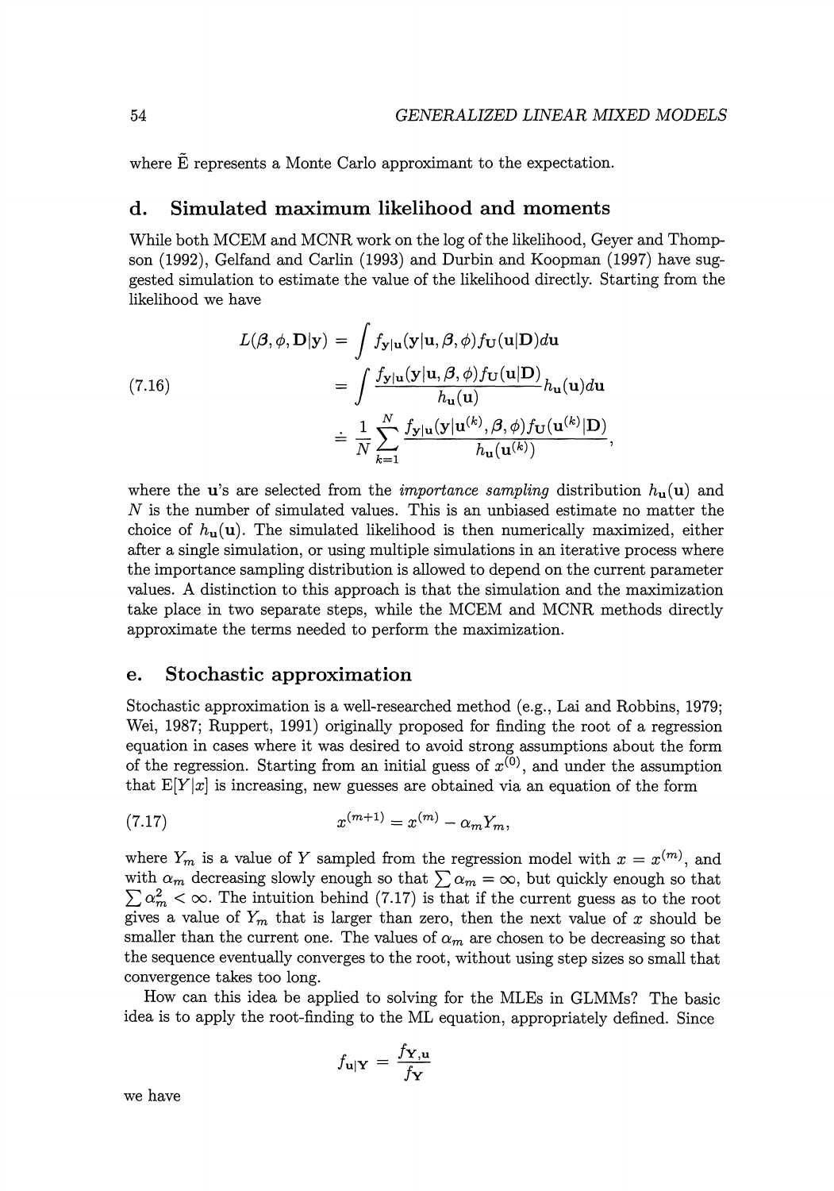where $\tilde{\text{E}}$ represents a Monte Carlo approximant to the expectation.

## d. Simulated maximum likelihood and moments

While both MCEM and MCNR work on the log of the likelihood, Geyer and Thompson (1992), Gelfand and Carlin (1993) and Durbin and Koopman (1997) have suggested simulation to estimate the value of the likelihood directly. Starting from the likelihood we have

$$
\begin{aligned}
L(\boldsymbol{\beta}, \phi, \mathbf{D}|\mathbf{y}) &= \int f_{\mathbf{y}|\mathbf{u}}(\mathbf{y}|\mathbf{u}, \boldsymbol{\beta}, \phi) f_{\mathbf{U}}(\mathbf{u}|\mathbf{D}) d\mathbf{u} \\
&= \int \frac{f_{\mathbf{y}|\mathbf{u}}(\mathbf{y}|\mathbf{u}, \boldsymbol{\beta}, \phi) f_{\mathbf{U}}(\mathbf{u}|\mathbf{D})}{h_{\mathbf{u}}(\mathbf{u})} h_{\mathbf{u}}(\mathbf{u}) d\mathbf{u} \\
&\doteq \frac{1}{N} \sum_{k=1}^{N} \frac{f_{\mathbf{y}|\mathbf{u}}(\mathbf{y}|\mathbf{u}^{(k)}, \boldsymbol{\beta}, \phi) f_{\mathbf{U}}(\mathbf{u}^{(k)}|\mathbf{D})}{h_{\mathbf{u}}(\mathbf{u}^{(k)})},
\end{aligned}
\tag{7.16}
$$

where the $\mathbf{u}$'s are selected from the *importance sampling* distribution $h_{\mathbf{u}}(\mathbf{u})$ and $N$ is the number of simulated values. This is an unbiased estimate no matter the choice of $h_{\mathbf{u}}(\mathbf{u})$. The simulated likelihood is then numerically maximized, either after a single simulation, or using multiple simulations in an iterative process where the importance sampling distribution is allowed to depend on the current parameter values. A distinction to this approach is that the simulation and the maximization take place in two separate steps, while the MCEM and MCNR methods directly approximate the terms needed to perform the maximization.

## e. Stochastic approximation

Stochastic approximation is a well-researched method (e.g., Lai and Robbins, 1979; Wei, 1987; Ruppert, 1991) originally proposed for finding the root of a regression equation in cases where it was desired to avoid strong assumptions about the form of the regression. Starting from an initial guess of $x^{(0)}$, and under the assumption that $\text{E}[Y|x]$ is increasing, new guesses are obtained via an equation of the form

$$
x^{(m+1)} = x^{(m)} - \alpha_m Y_m, \tag{7.17}
$$

where $Y_m$ is a value of $Y$ sampled from the regression model with $x = x^{(m)}$, and with $\alpha_m$ decreasing slowly enough so that $\sum \alpha_m = \infty$, but quickly enough so that $\sum \alpha_m^2 < \infty$. The intuition behind (7.17) is that if the current guess as to the root gives a value of $Y_m$ that is larger than zero, then the next value of $x$ should be smaller than the current one. The values of $\alpha_m$ are chosen to be decreasing so that the sequence eventually converges to the root, without using step sizes so small that convergence takes too long.

How can this idea be applied to solving for the MLEs in GLMMs? The basic idea is to apply the root-finding to the ML equation, appropriately defined. Since

$$
f_{\mathbf{u}|\mathbf{Y}} = \frac{f_{\mathbf{Y},\mathbf{u}}}{f_{\mathbf{Y}}}
$$

we have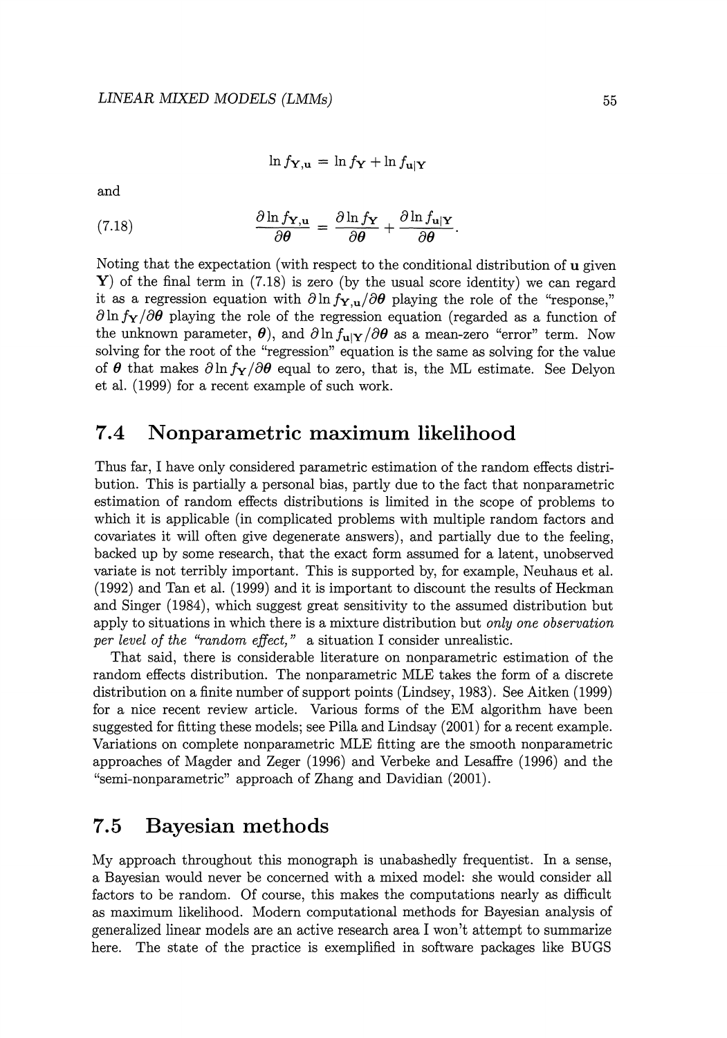$$\ln f_{\mathbf{Y},\mathbf{u}} = \ln f_{\mathbf{Y}} + \ln f_{\mathbf{u}|\mathbf{Y}}$$

and

$$\frac{\partial \ln f_{\mathbf{Y},\mathbf{u}}}{\partial \boldsymbol{\theta}} = \frac{\partial \ln f_{\mathbf{Y}}}{\partial \boldsymbol{\theta}} + \frac{\partial \ln f_{\mathbf{u}|\mathbf{Y}}}{\partial \boldsymbol{\theta}}. \tag{7.18}$$

Noting that the expectation (with respect to the conditional distribution of $\mathbf{u}$ given $\mathbf{Y}$) of the final term in (7.18) is zero (by the usual score identity) we can regard it as a regression equation with $\partial \ln f_{\mathbf{Y},\mathbf{u}}/\partial \boldsymbol{\theta}$ playing the role of the "response," $\partial \ln f_{\mathbf{Y}}/\partial \boldsymbol{\theta}$ playing the role of the regression equation (regarded as a function of the unknown parameter, $\boldsymbol{\theta}$), and $\partial \ln f_{\mathbf{u}|\mathbf{Y}}/\partial \boldsymbol{\theta}$ as a mean-zero "error" term. Now solving for the root of the "regression" equation is the same as solving for the value of $\boldsymbol{\theta}$ that makes $\partial \ln f_{\mathbf{Y}}/\partial \boldsymbol{\theta}$ equal to zero, that is, the ML estimate. See Delyon et al. (1999) for a recent example of such work.

## 7.4 Nonparametric maximum likelihood

Thus far, I have only considered parametric estimation of the random effects distribution. This is partially a personal bias, partly due to the fact that nonparametric estimation of random effects distributions is limited in the scope of problems to which it is applicable (in complicated problems with multiple random factors and covariates it will often give degenerate answers), and partially due to the feeling, backed up by some research, that the exact form assumed for a latent, unobserved variate is not terribly important. This is supported by, for example, Neuhaus et al. (1992) and Tan et al. (1999) and it is important to discount the results of Heckman and Singer (1984), which suggest great sensitivity to the assumed distribution but apply to situations in which there is a mixture distribution but *only one observation per level of the "random effect,"* a situation I consider unrealistic.

That said, there is considerable literature on nonparametric estimation of the random effects distribution. The nonparametric MLE takes the form of a discrete distribution on a finite number of support points (Lindsey, 1983). See Aitken (1999) for a nice recent review article. Various forms of the EM algorithm have been suggested for fitting these models; see Pilla and Lindsay (2001) for a recent example. Variations on complete nonparametric MLE fitting are the smooth nonparametric approaches of Magder and Zeger (1996) and Verbeke and Lesaffre (1996) and the "semi-nonparametric" approach of Zhang and Davidian (2001).

## 7.5 Bayesian methods

My approach throughout this monograph is unabashedly frequentist. In a sense, a Bayesian would never be concerned with a mixed model: she would consider all factors to be random. Of course, this makes the computations nearly as difficult as maximum likelihood. Modern computational methods for Bayesian analysis of generalized linear models are an active research area I won't attempt to summarize here. The state of the practice is exemplified in software packages like BUGS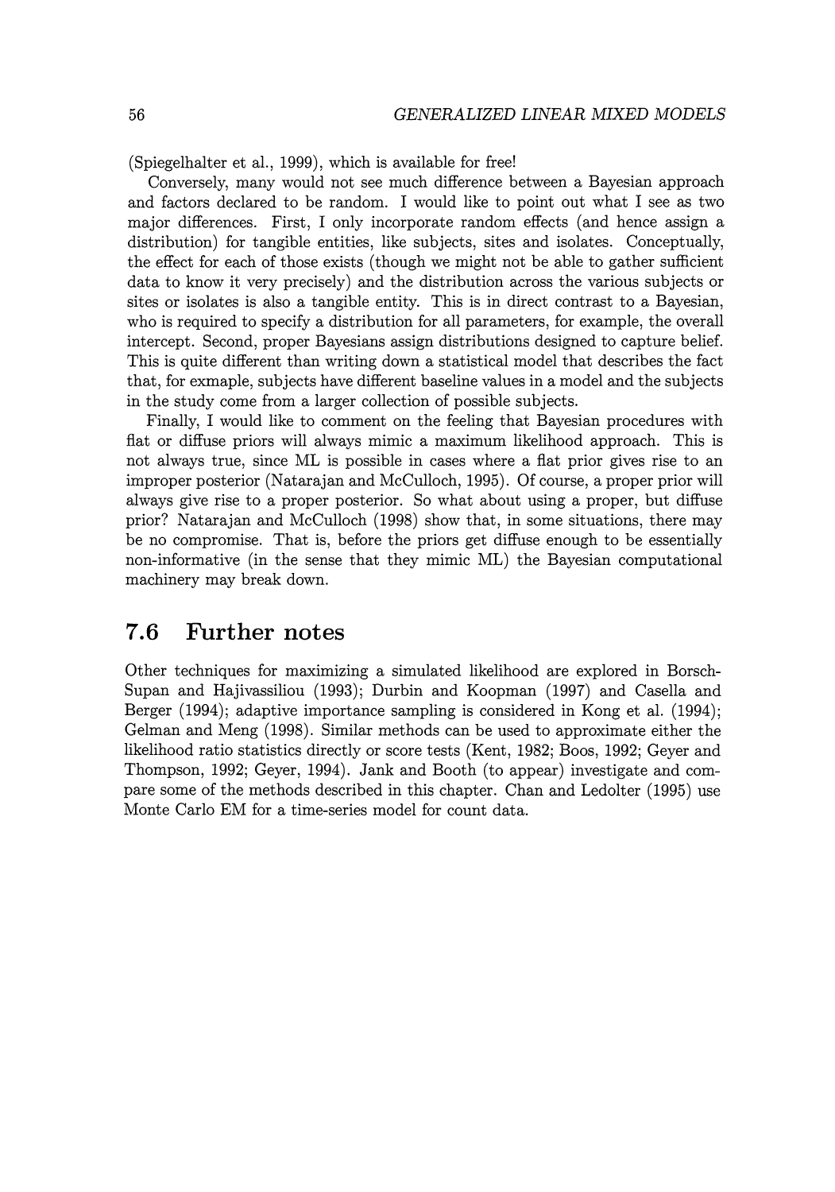(Spiegelhalter et al., 1999), which is available for free!

Conversely, many would not see much difference between a Bayesian approach and factors declared to be random. I would like to point out what I see as two major differences. First, I only incorporate random effects (and hence assign a distribution) for tangible entities, like subjects, sites and isolates. Conceptually, the effect for each of those exists (though we might not be able to gather sufficient data to know it very precisely) and the distribution across the various subjects or sites or isolates is also a tangible entity. This is in direct contrast to a Bayesian, who is required to specify a distribution for all parameters, for example, the overall intercept. Second, proper Bayesians assign distributions designed to capture belief. This is quite different than writing down a statistical model that describes the fact that, for exmaple, subjects have different baseline values in a model and the subjects in the study come from a larger collection of possible subjects.

Finally, I would like to comment on the feeling that Bayesian procedures with flat or diffuse priors will always mimic a maximum likelihood approach. This is not always true, since ML is possible in cases where a flat prior gives rise to an improper posterior (Natarajan and McCulloch, 1995). Of course, a proper prior will always give rise to a proper posterior. So what about using a proper, but diffuse prior? Natarajan and McCulloch (1998) show that, in some situations, there may be no compromise. That is, before the priors get diffuse enough to be essentially non-informative (in the sense that they mimic ML) the Bayesian computational machinery may break down.

## 7.6 Further notes

Other techniques for maximizing a simulated likelihood are explored in Borsch-Supan and Hajivassiliou (1993); Durbin and Koopman (1997) and Casella and Berger (1994); adaptive importance sampling is considered in Kong et al. (1994); Gelman and Meng (1998). Similar methods can be used to approximate either the likelihood ratio statistics directly or score tests (Kent, 1982; Boos, 1992; Geyer and Thompson, 1992; Geyer, 1994). Jank and Booth (to appear) investigate and compare some of the methods described in this chapter. Chan and Ledolter (1995) use Monte Carlo EM for a time-series model for count data.